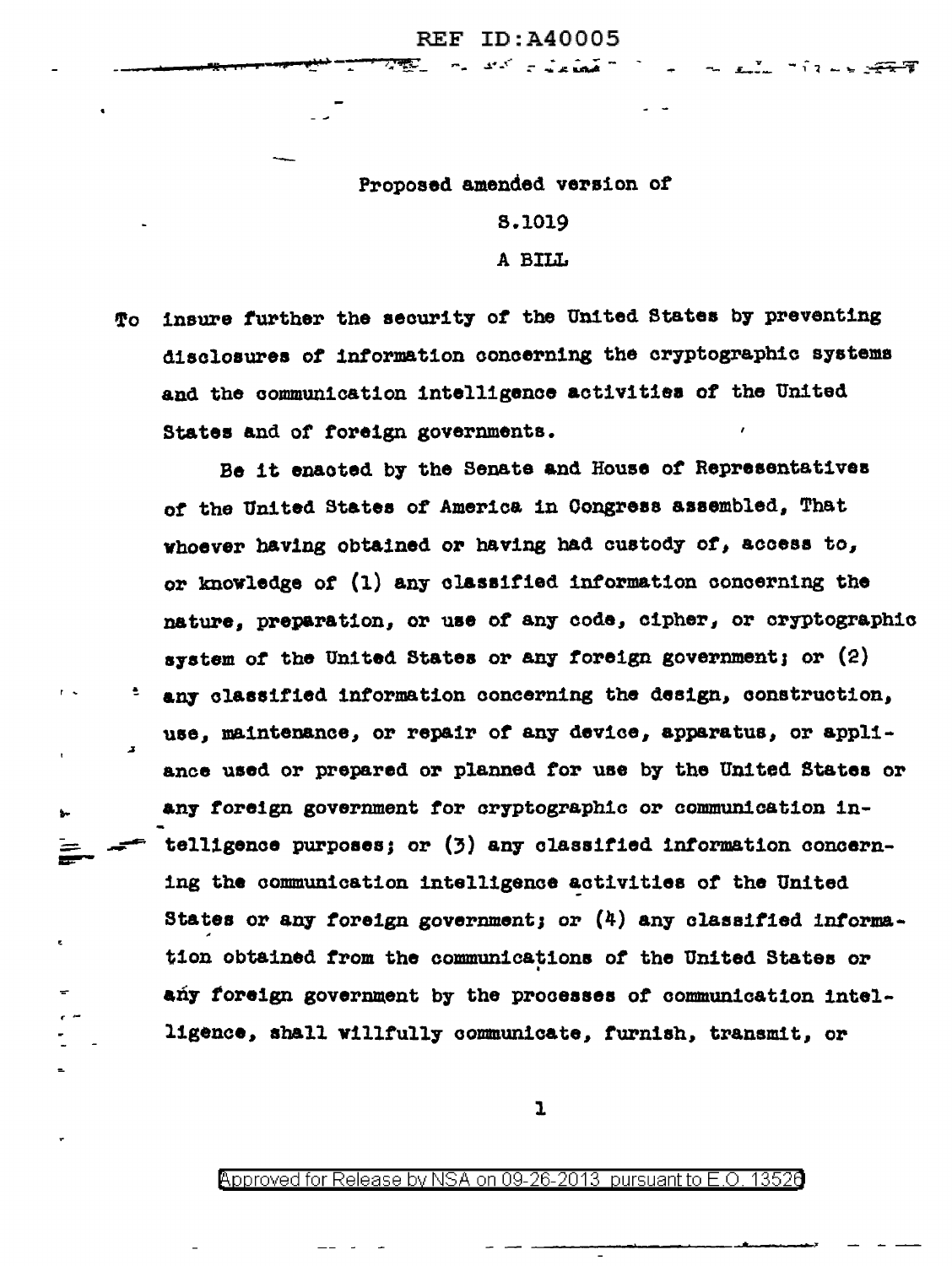Proposed amended version of

S.1019

A BILL

To insure further the security of the United States by preventing disclosures of information concerning the cryptographic systems and the communication intelligence activities of the United States and of foreign governments.

Be it enacted by the Senate and House of Representatives of the United States of America in Congress assembled, That whoever having obtained or having had custody of, access to, or knowledge of (1) any classified information concerning the nature, preparation, or use of any code, cipher, or cryptographic system of the United States or any foreign government; or (2) any classified information concerning the design, construction, use, maintenance, or repair of any device, apparatus, or appliance used or prepared or planned for use by the United States or any foreign government for cryptographic or communication intelligence purposes; or (3) any classified information concerning the communication intelligence activities of the United States or any foreign government; or (4) any classified information obtained from the communications of the United States or any foreign government by the processes of communication intelligence, shall willfully communicate, furnish, transmit, or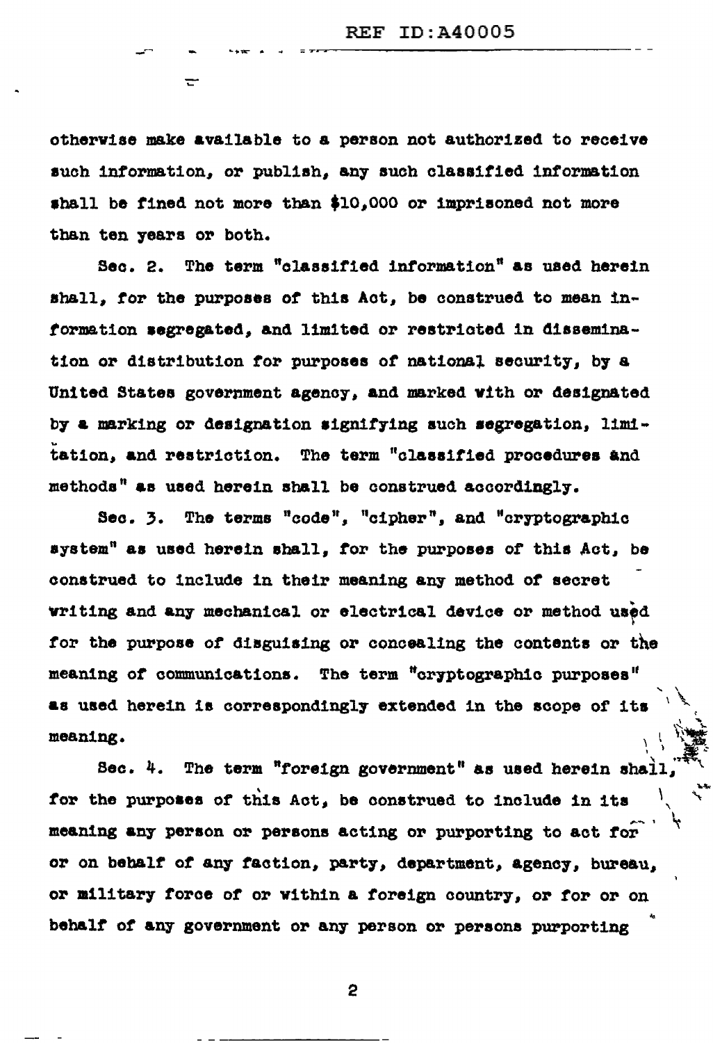otherwise make available to a person not authorized to receive such information, or publish, any such classified information shall be fined not more than $10,000 or imprisoned not more than ten years or both.

Sec. 2. The term "classified information" as used herein shall, for the purposes of this Act, be construed to mean information segregated, and limited or restricted in dissemination or distribution for purposes of national security, by a United States government agency, and marked with or designated by a marking or designation signifying such segregation, limitation, and restriction. The term "classified procedures and methods" as used herein shall be construed accordingly.

Sec. 3. The terms "code", "cipher", and "cryptographic system" as used herein shall, for the purposes of this Act, be construed to include in their meaning any method of secret writing and any mechanical or electrical device or method used for the purpose of disguising or concealing the contents or the meaning of communications. The term "cryptographic purposes" as used herein is correspondingly extended in the scope of its meaning.

Sec. 4. The term "foreign government" as used herein shall, for the purposes of this Act, be construed to include in its meaning any person or persons acting or purporting to act for or on behalf of any faction, party, department, agency, bureau, or military force of or within a foreign country, or for or on behalf of any government or any person or persons purporting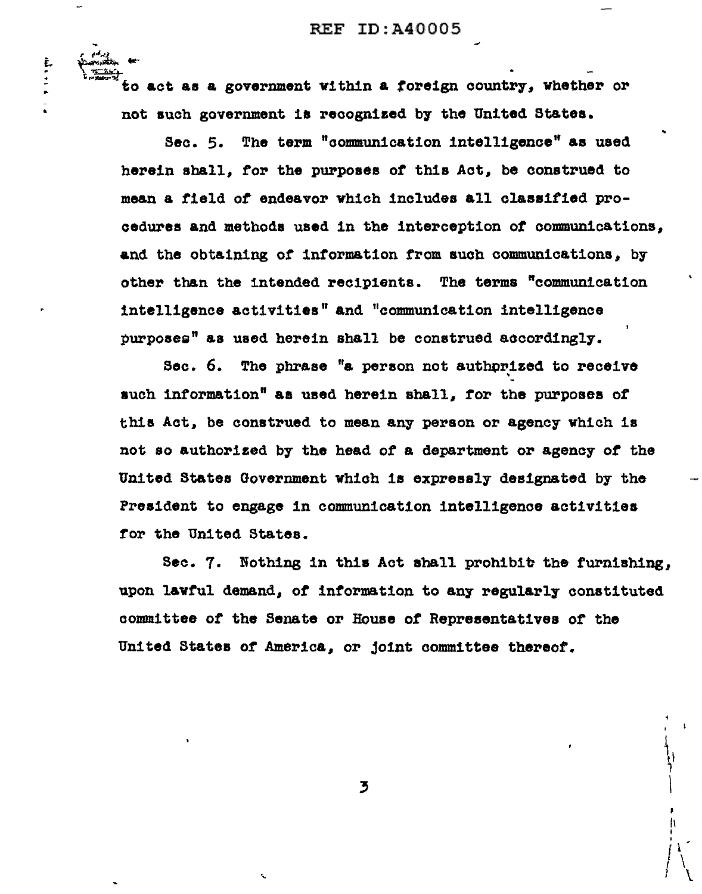to act as a government within a foreign country, whether or not such government is recognized by the United States.

Sec. 5. The term "communication intelligence" as used herein shall, for the purposes of this Act, be construed to mean a field of endeavor which includes all classified procedures and methods used in the interception of communications, and the obtaining of information from such communications, by other than the intended recipients. The terms "communication intelligence activities" and "communication intelligence purposes" as used herein shall be construed accordingly.

Sec. 6. The phrase "a person not authorized to receive such information" as used herein shall, for the purposes of this Act, be construed to mean any person or agency which is not so authorized by the head of a department or agency of the United States Government which is expressly designated by the President to engage in communication intelligence activities for the United States.

Sec. 7. Nothing in this Act shall prohibit the furnishing, upon lawful demand, of information to any regularly constituted committee of the Senate or House of Representatives of the United States of America, or joint committee thereof.